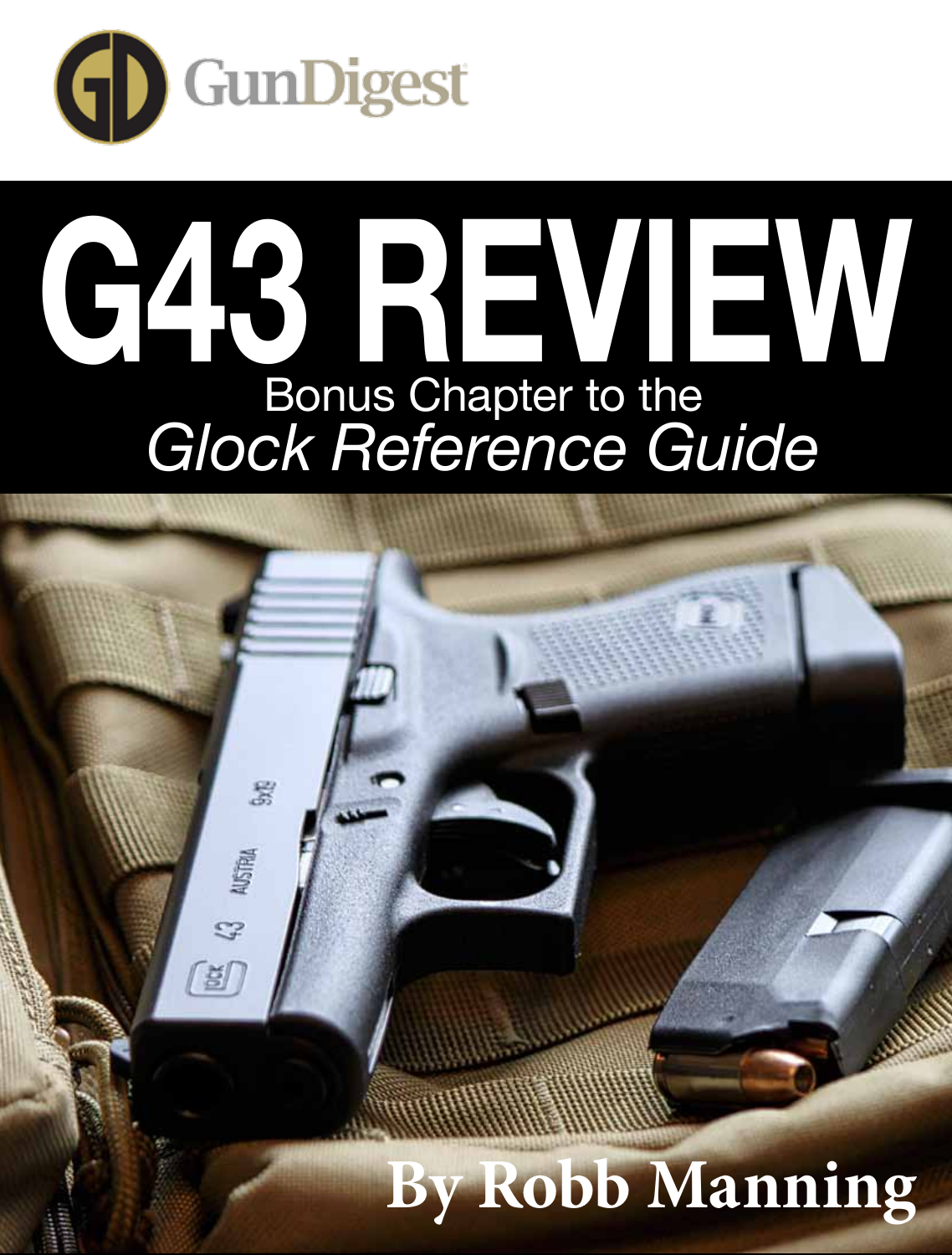GunDigest

# G43 REVIEW

## Bonus Chapter to the *Glock Reference Guide*

**By Robb Manning**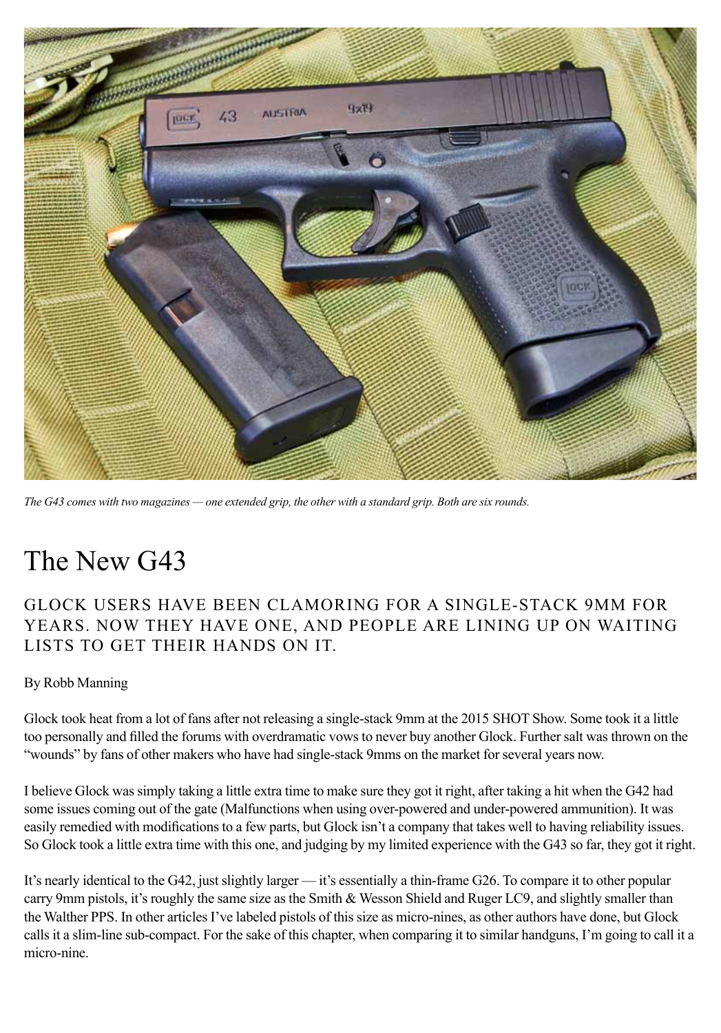*The G43 comes with two magazines — one extended grip, the other with a standard grip. Both are six rounds.*

# The New G43

## GLOCK USERS HAVE BEEN CLAMORING FOR A SINGLE-STACK 9MM FOR YEARS. NOW THEY HAVE ONE, AND PEOPLE ARE LINING UP ON WAITING LISTS TO GET THEIR HANDS ON IT.

By Robb Manning

Glock took heat from a lot of fans after not releasing a single-stack 9mm at the 2015 SHOT Show. Some took it a little too personally and filled the forums with overdramatic vows to never buy another Glock. Further salt was thrown on the "wounds" by fans of other makers who have had single-stack 9mms on the market for several years now.

I believe Glock was simply taking a little extra time to make sure they got it right, after taking a hit when the G42 had some issues coming out of the gate (Malfunctions when using over-powered and under-powered ammunition). It was easily remedied with modifications to a few parts, but Glock isn't a company that takes well to having reliability issues. So Glock took a little extra time with this one, and judging by my limited experience with the G43 so far, they got it right.

It's nearly identical to the G42, just slightly larger — it's essentially a thin-frame G26. To compare it to other popular carry 9mm pistols, it's roughly the same size as the Smith & Wesson Shield and Ruger LC9, and slightly smaller than the Walther PPS. In other articles I've labeled pistols of this size as micro-nines, as other authors have done, but Glock calls it a slim-line sub-compact. For the sake of this chapter, when comparing it to similar handguns, I'm going to call it a micro-nine.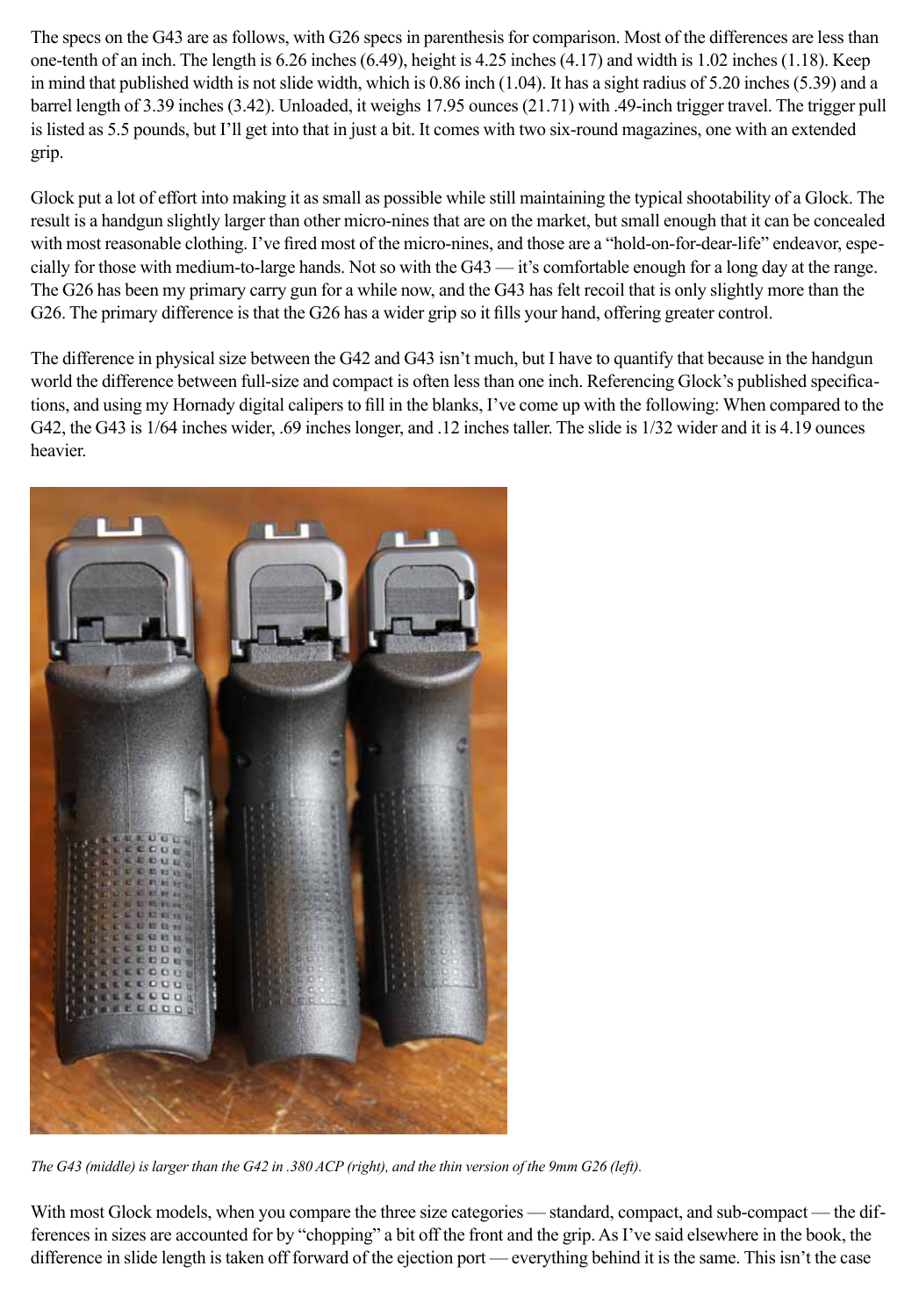The specs on the G43 are as follows, with G26 specs in parenthesis for comparison. Most of the differences are less than one-tenth of an inch. The length is 6.26 inches (6.49), height is 4.25 inches (4.17) and width is 1.02 inches (1.18). Keep in mind that published width is not slide width, which is 0.86 inch (1.04). It has a sight radius of 5.20 inches (5.39) and a barrel length of 3.39 inches (3.42). Unloaded, it weighs 17.95 ounces (21.71) with .49-inch trigger travel. The trigger pull is listed as 5.5 pounds, but I'll get into that in just a bit. It comes with two six-round magazines, one with an extended grip.

Glock put a lot of effort into making it as small as possible while still maintaining the typical shootability of a Glock. The result is a handgun slightly larger than other micro-nines that are on the market, but small enough that it can be concealed with most reasonable clothing. I've fired most of the micro-nines, and those are a "hold-on-for-dear-life" endeavor, especially for those with medium-to-large hands. Not so with the G43 — it's comfortable enough for a long day at the range. The G26 has been my primary carry gun for a while now, and the G43 has felt recoil that is only slightly more than the G26. The primary difference is that the G26 has a wider grip so it fills your hand, offering greater control.

The difference in physical size between the G42 and G43 isn't much, but I have to quantify that because in the handgun world the difference between full-size and compact is often less than one inch. Referencing Glock's published specifications, and using my Hornady digital calipers to fill in the blanks, I've come up with the following: When compared to the G42, the G43 is 1/64 inches wider, .69 inches longer, and .12 inches taller. The slide is 1/32 wider and it is 4.19 ounces heavier.

*The G43 (middle) is larger than the G42 in .380 ACP (right), and the thin version of the 9mm G26 (left).*

With most Glock models, when you compare the three size categories — standard, compact, and sub-compact — the differences in sizes are accounted for by "chopping" a bit off the front and the grip. As I've said elsewhere in the book, the difference in slide length is taken off forward of the ejection port — everything behind it is the same. This isn't the case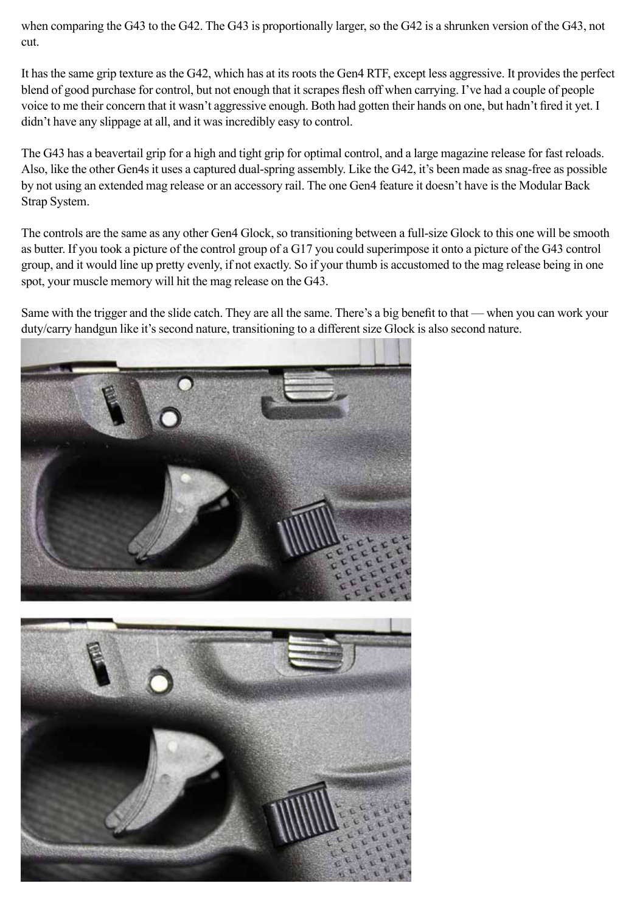when comparing the G43 to the G42. The G43 is proportionally larger, so the G42 is a shrunken version of the G43, not cut.

It has the same grip texture as the G42, which has at its roots the Gen4 RTF, except less aggressive. It provides the perfect blend of good purchase for control, but not enough that it scrapes flesh off when carrying. I've had a couple of people voice to me their concern that it wasn't aggressive enough. Both had gotten their hands on one, but hadn't fired it yet. I didn't have any slippage at all, and it was incredibly easy to control.

The G43 has a beavertail grip for a high and tight grip for optimal control, and a large magazine release for fast reloads. Also, like the other Gen4s it uses a captured dual-spring assembly. Like the G42, it's been made as snag-free as possible by not using an extended mag release or an accessory rail. The one Gen4 feature it doesn't have is the Modular Back Strap System.

The controls are the same as any other Gen4 Glock, so transitioning between a full-size Glock to this one will be smooth as butter. If you took a picture of the control group of a G17 you could superimpose it onto a picture of the G43 control group, and it would line up pretty evenly, if not exactly. So if your thumb is accustomed to the mag release being in one spot, your muscle memory will hit the mag release on the G43.

Same with the trigger and the slide catch. They are all the same. There's a big benefit to that — when you can work your duty/carry handgun like it's second nature, transitioning to a different size Glock is also second nature.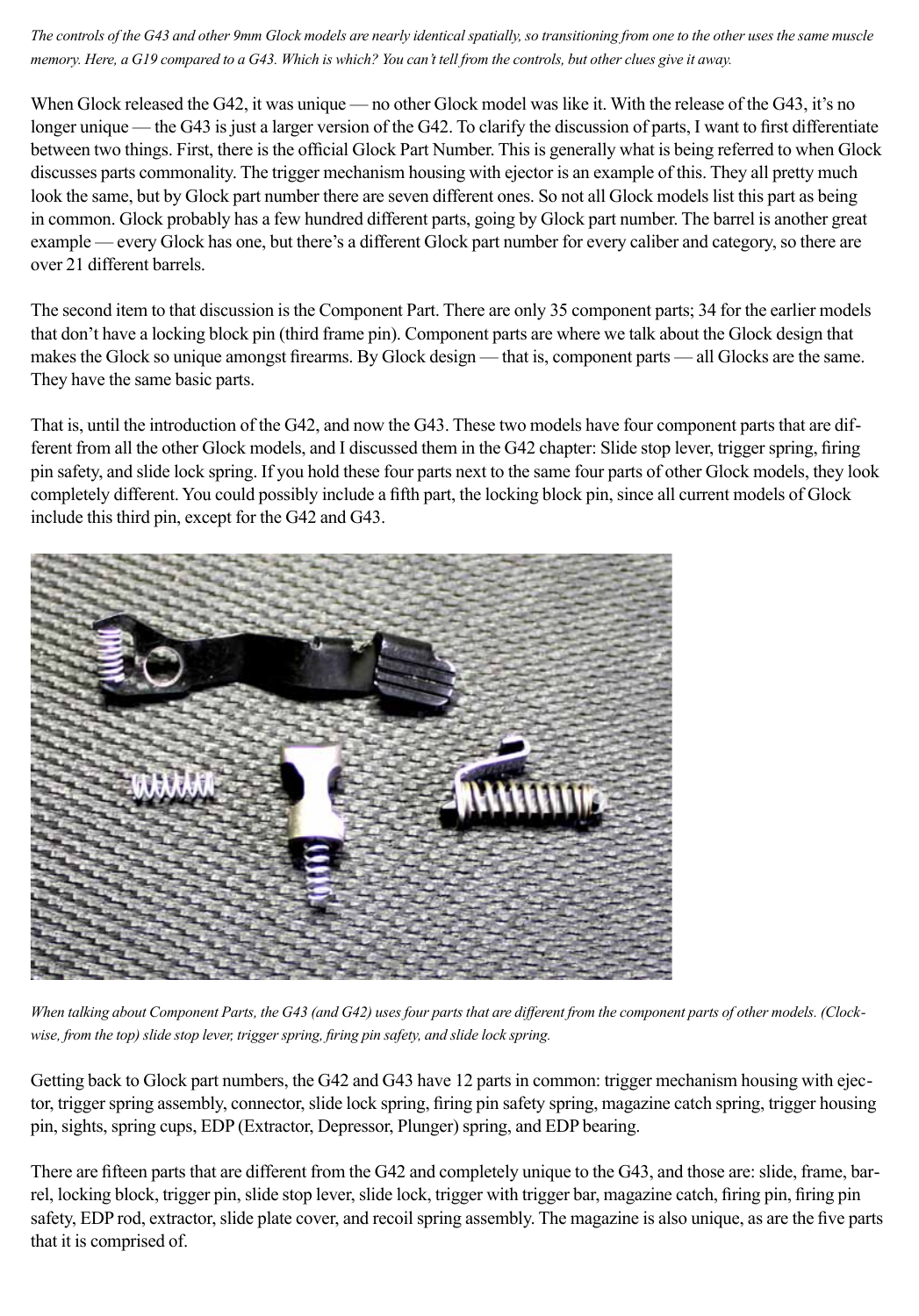*The controls of the G43 and other 9mm Glock models are nearly identical spatially, so transitioning from one to the other uses the same muscle memory. Here, a G19 compared to a G43. Which is which? You can't tell from the controls, but other clues give it away.*

When Glock released the G42, it was unique — no other Glock model was like it. With the release of the G43, it's no longer unique — the G43 is just a larger version of the G42. To clarify the discussion of parts, I want to first differentiate between two things. First, there is the official Glock Part Number. This is generally what is being referred to when Glock discusses parts commonality. The trigger mechanism housing with ejector is an example of this. They all pretty much look the same, but by Glock part number there are seven different ones. So not all Glock models list this part as being in common. Glock probably has a few hundred different parts, going by Glock part number. The barrel is another great example — every Glock has one, but there's a different Glock part number for every caliber and category, so there are over 21 different barrels.

The second item to that discussion is the Component Part. There are only 35 component parts; 34 for the earlier models that don't have a locking block pin (third frame pin). Component parts are where we talk about the Glock design that makes the Glock so unique amongst firearms. By Glock design — that is, component parts — all Glocks are the same. They have the same basic parts.

That is, until the introduction of the G42, and now the G43. These two models have four component parts that are different from all the other Glock models, and I discussed them in the G42 chapter: Slide stop lever, trigger spring, firing pin safety, and slide lock spring. If you hold these four parts next to the same four parts of other Glock models, they look completely different. You could possibly include a fifth part, the locking block pin, since all current models of Glock include this third pin, except for the G42 and G43.

*When talking about Component Parts, the G43 (and G42) uses four parts that are different from the component parts of other models. (Clockwise, from the top) slide stop lever, trigger spring, firing pin safety, and slide lock spring.*

Getting back to Glock part numbers, the G42 and G43 have 12 parts in common: trigger mechanism housing with ejector, trigger spring assembly, connector, slide lock spring, firing pin safety spring, magazine catch spring, trigger housing pin, sights, spring cups, EDP (Extractor, Depressor, Plunger) spring, and EDP bearing.

There are fifteen parts that are different from the G42 and completely unique to the G43, and those are: slide, frame, barrel, locking block, trigger pin, slide stop lever, slide lock, trigger with trigger bar, magazine catch, firing pin, firing pin safety, EDP rod, extractor, slide plate cover, and recoil spring assembly. The magazine is also unique, as are the five parts that it is comprised of.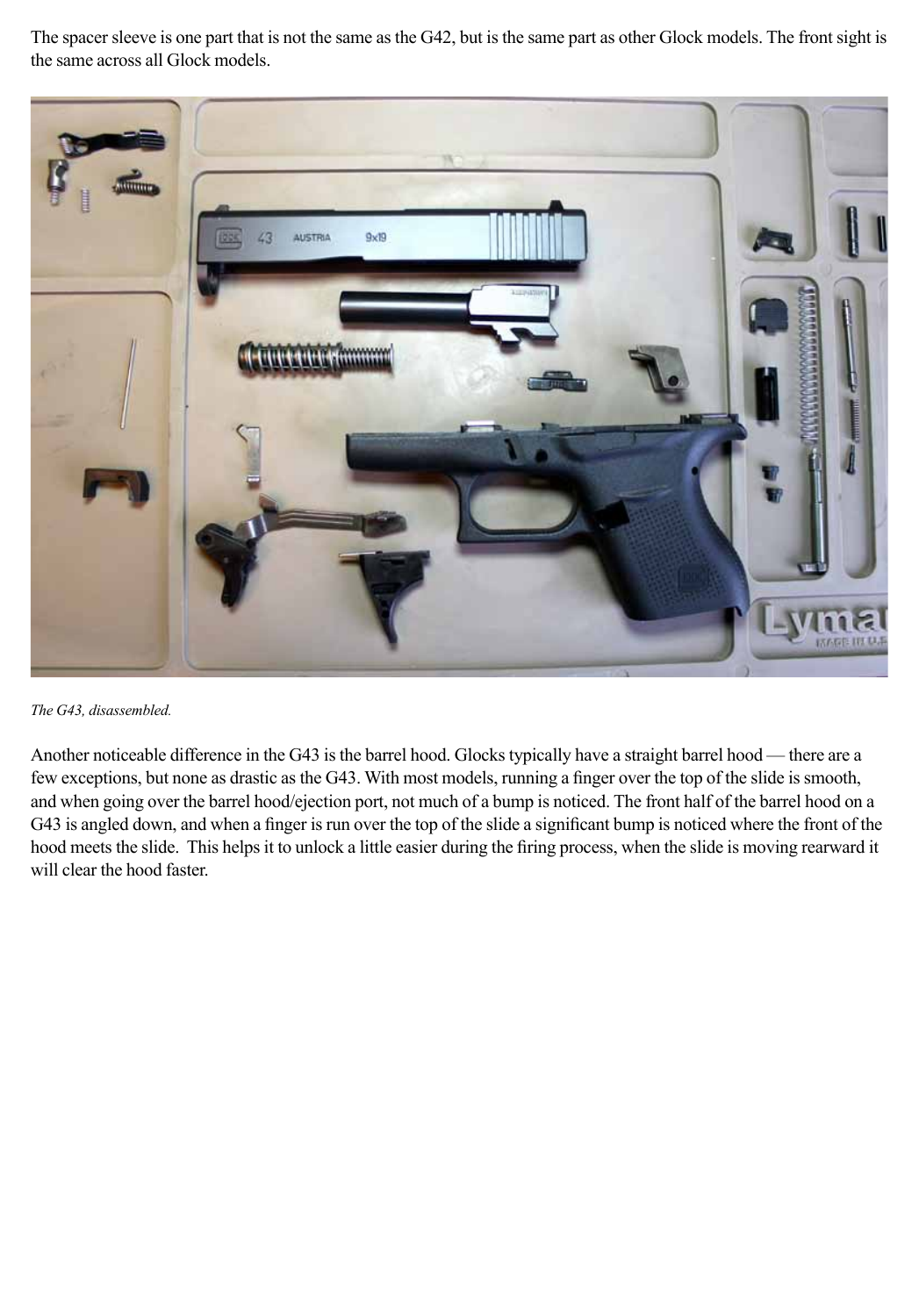The spacer sleeve is one part that is not the same as the G42, but is the same part as other Glock models. The front sight is the same across all Glock models.

*The G43, disassembled.*

Another noticeable difference in the G43 is the barrel hood. Glocks typically have a straight barrel hood — there are a few exceptions, but none as drastic as the G43. With most models, running a finger over the top of the slide is smooth, and when going over the barrel hood/ejection port, not much of a bump is noticed. The front half of the barrel hood on a G43 is angled down, and when a finger is run over the top of the slide a significant bump is noticed where the front of the hood meets the slide. This helps it to unlock a little easier during the firing process, when the slide is moving rearward it will clear the hood faster.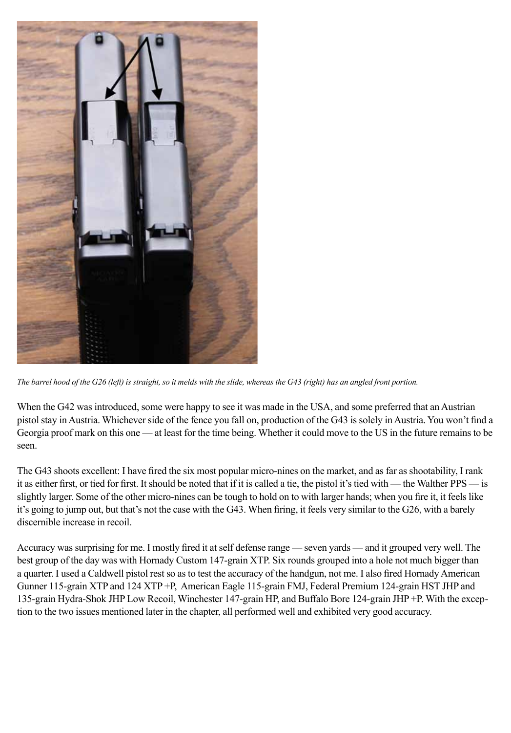*The barrel hood of the G26 (left) is straight, so it melds with the slide, whereas the G43 (right) has an angled front portion.*

When the G42 was introduced, some were happy to see it was made in the USA, and some preferred that an Austrian pistol stay in Austria. Whichever side of the fence you fall on, production of the G43 is solely in Austria. You won't find a Georgia proof mark on this one — at least for the time being. Whether it could move to the US in the future remains to be seen.

The G43 shoots excellent: I have fired the six most popular micro-nines on the market, and as far as shootability, I rank it as either first, or tied for first. It should be noted that if it is called a tie, the pistol it's tied with — the Walther PPS — is slightly larger. Some of the other micro-nines can be tough to hold on to with larger hands; when you fire it, it feels like it's going to jump out, but that's not the case with the G43. When firing, it feels very similar to the G26, with a barely discernible increase in recoil.

Accuracy was surprising for me. I mostly fired it at self defense range — seven yards — and it grouped very well. The best group of the day was with Hornady Custom 147-grain XTP. Six rounds grouped into a hole not much bigger than a quarter. I used a Caldwell pistol rest so as to test the accuracy of the handgun, not me. I also fired Hornady American Gunner 115-grain XTP and 124 XTP +P, American Eagle 115-grain FMJ, Federal Premium 124-grain HST JHP and 135-grain Hydra-Shok JHP Low Recoil, Winchester 147-grain HP, and Buffalo Bore 124-grain JHP +P. With the exception to the two issues mentioned later in the chapter, all performed well and exhibited very good accuracy.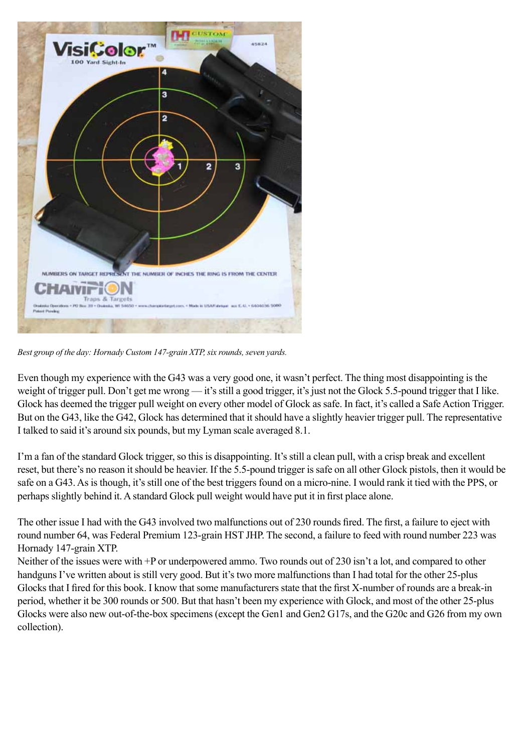*Best group of the day: Hornady Custom 147-grain XTP, six rounds, seven yards.*

Even though my experience with the G43 was a very good one, it wasn't perfect. The thing most disappointing is the weight of trigger pull. Don't get me wrong — it's still a good trigger, it's just not the Glock 5.5-pound trigger that I like. Glock has deemed the trigger pull weight on every other model of Glock as safe. In fact, it's called a Safe Action Trigger. But on the G43, like the G42, Glock has determined that it should have a slightly heavier trigger pull. The representative I talked to said it's around six pounds, but my Lyman scale averaged 8.1.

I'm a fan of the standard Glock trigger, so this is disappointing. It's still a clean pull, with a crisp break and excellent reset, but there's no reason it should be heavier. If the 5.5-pound trigger is safe on all other Glock pistols, then it would be safe on a G43. As is though, it's still one of the best triggers found on a micro-nine. I would rank it tied with the PPS, or perhaps slightly behind it. A standard Glock pull weight would have put it in first place alone.

The other issue I had with the G43 involved two malfunctions out of 230 rounds fired. The first, a failure to eject with round number 64, was Federal Premium 123-grain HST JHP. The second, a failure to feed with round number 223 was Hornady 147-grain XTP.

Neither of the issues were with +P or underpowered ammo. Two rounds out of 230 isn't a lot, and compared to other handguns I've written about is still very good. But it's two more malfunctions than I had total for the other 25-plus Glocks that I fired for this book. I know that some manufacturers state that the first X-number of rounds are a break-in period, whether it be 300 rounds or 500. But that hasn't been my experience with Glock, and most of the other 25-plus Glocks were also new out-of-the-box specimens (except the Gen1 and Gen2 G17s, and the G20c and G26 from my own collection).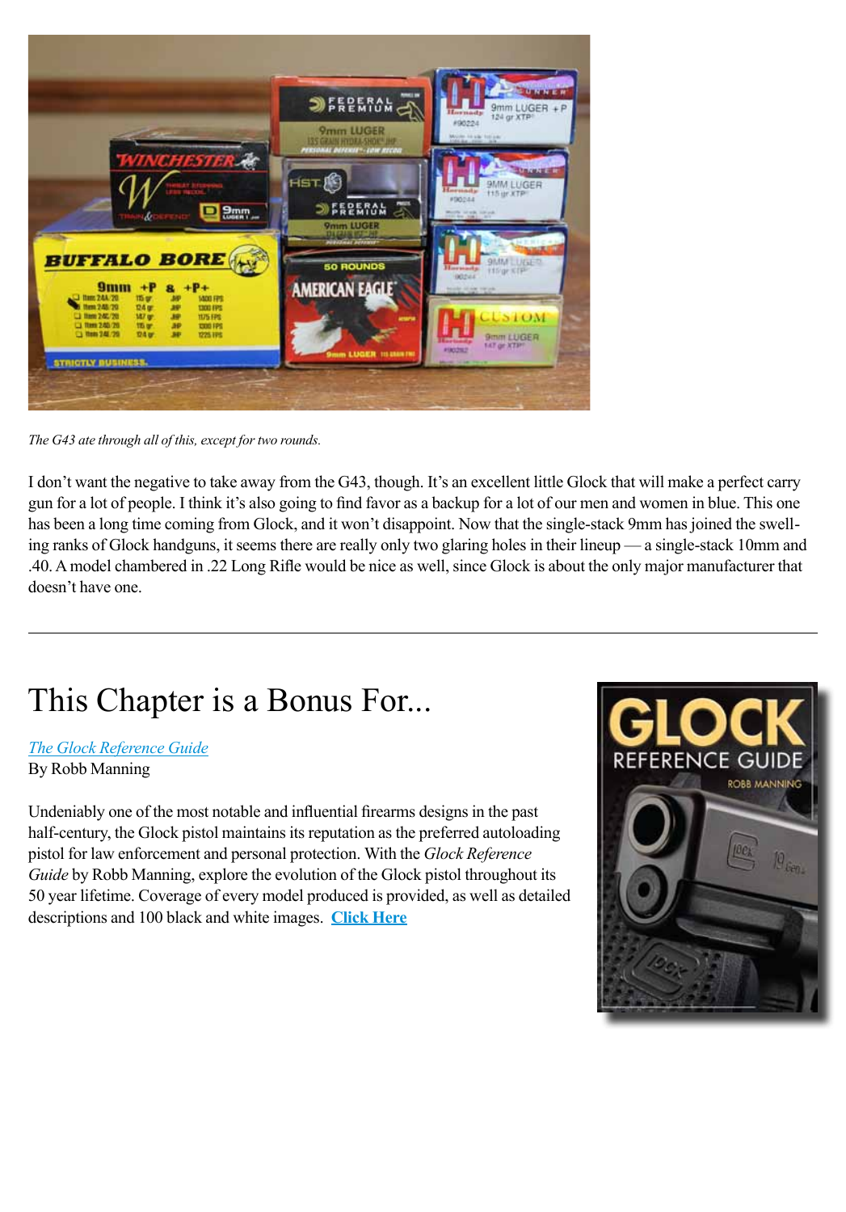*The G43 ate through all of this, except for two rounds.*

I don't want the negative to take away from the G43, though. It's an excellent little Glock that will make a perfect carry gun for a lot of people. I think it's also going to find favor as a backup for a lot of our men and women in blue. This one has been a long time coming from Glock, and it won't disappoint. Now that the single-stack 9mm has joined the swelling ranks of Glock handguns, it seems there are really only two glaring holes in their lineup — a single-stack 10mm and .40. A model chambered in .22 Long Rifle would be nice as well, since Glock is about the only major manufacturer that doesn't have one.

---

# This Chapter is a Bonus For...

*The Glock Reference Guide*
By Robb Manning

Undeniably one of the most notable and influential firearms designs in the past half-century, the Glock pistol maintains its reputation as the preferred autoloading pistol for law enforcement and personal protection. With the *Glock Reference Guide* by Robb Manning, explore the evolution of the Glock pistol throughout its 50 year lifetime. Coverage of every model produced is provided, as well as detailed descriptions and 100 black and white images. **Click Here**